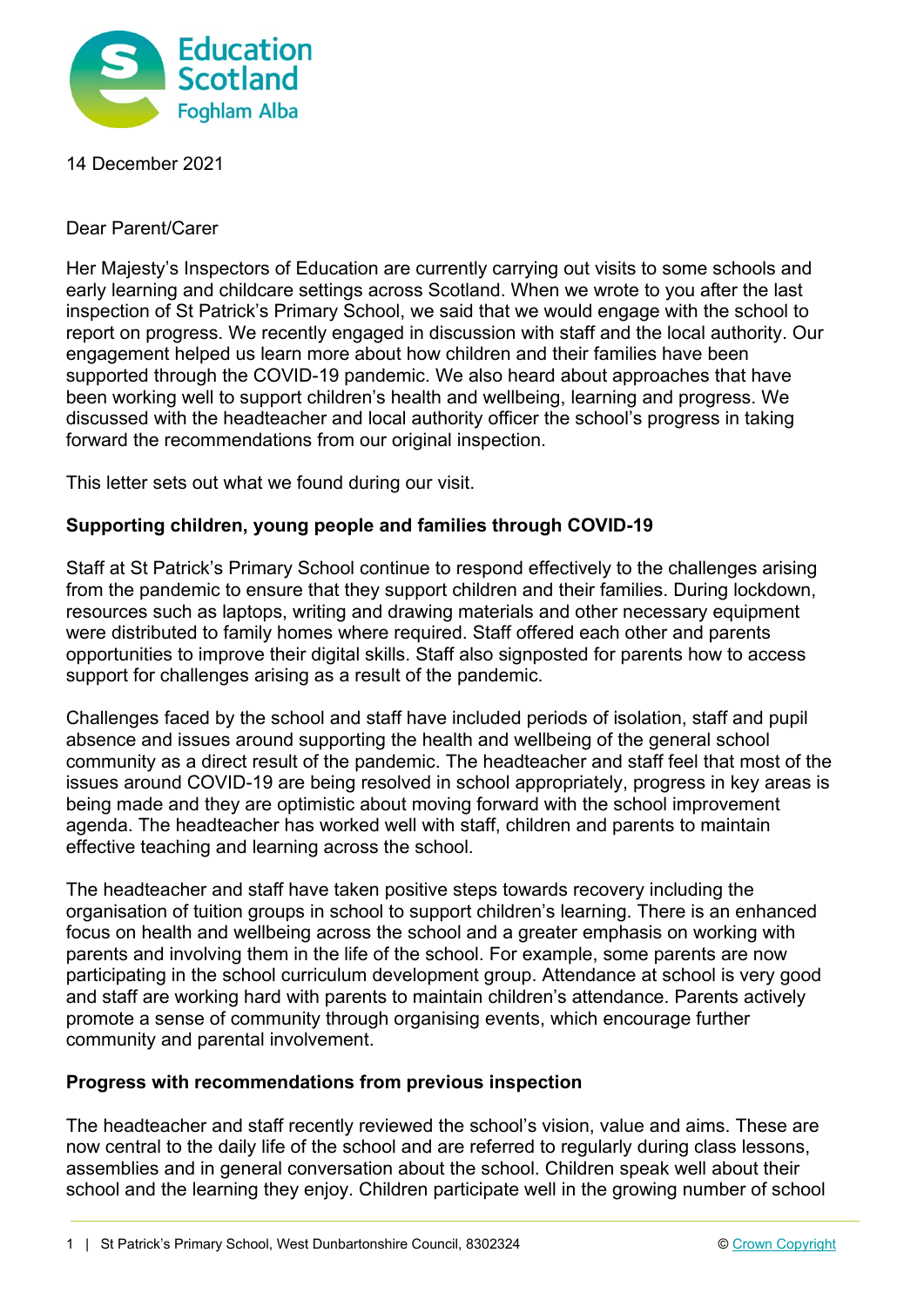14 December 2021

Dear Parent/Carer

Her Majesty's Inspectors of Education are currently carrying out visits to some schools and early learning and childcare settings across Scotland. When we wrote to you after the last inspection of St Patrick's Primary School, we said that we would engage with the school to report on progress. We recently engaged in discussion with staff and the local authority. Our engagement helped us learn more about how children and their families have been supported through the COVID-19 pandemic. We also heard about approaches that have been working well to support children's health and wellbeing, learning and progress. We discussed with the headteacher and local authority officer the school's progress in taking forward the recommendations from our original inspection.

This letter sets out what we found during our visit.

**Supporting children, young people and families through COVID-19**

Staff at St Patrick's Primary School continue to respond effectively to the challenges arising from the pandemic to ensure that they support children and their families. During lockdown, resources such as laptops, writing and drawing materials and other necessary equipment were distributed to family homes where required. Staff offered each other and parents opportunities to improve their digital skills. Staff also signposted for parents how to access support for challenges arising as a result of the pandemic.

Challenges faced by the school and staff have included periods of isolation, staff and pupil absence and issues around supporting the health and wellbeing of the general school community as a direct result of the pandemic. The headteacher and staff feel that most of the issues around COVID-19 are being resolved in school appropriately, progress in key areas is being made and they are optimistic about moving forward with the school improvement agenda. The headteacher has worked well with staff, children and parents to maintain effective teaching and learning across the school.

The headteacher and staff have taken positive steps towards recovery including the organisation of tuition groups in school to support children's learning. There is an enhanced focus on health and wellbeing across the school and a greater emphasis on working with parents and involving them in the life of the school. For example, some parents are now participating in the school curriculum development group. Attendance at school is very good and staff are working hard with parents to maintain children's attendance. Parents actively promote a sense of community through organising events, which encourage further community and parental involvement.

**Progress with recommendations from previous inspection**

The headteacher and staff recently reviewed the school's vision, value and aims. These are now central to the daily life of the school and are referred to regularly during class lessons, assemblies and in general conversation about the school. Children speak well about their school and the learning they enjoy. Children participate well in the growing number of school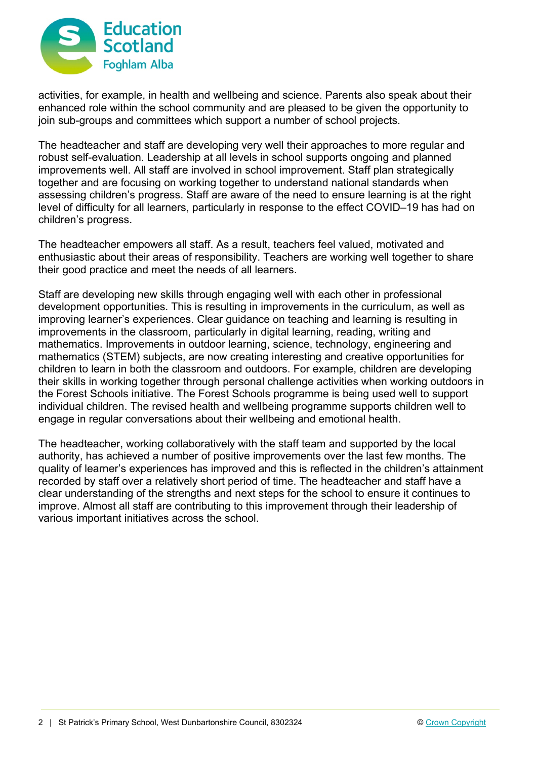activities, for example, in health and wellbeing and science. Parents also speak about their enhanced role within the school community and are pleased to be given the opportunity to join sub-groups and committees which support a number of school projects.

The headteacher and staff are developing very well their approaches to more regular and robust self-evaluation. Leadership at all levels in school supports ongoing and planned improvements well. All staff are involved in school improvement. Staff plan strategically together and are focusing on working together to understand national standards when assessing children's progress. Staff are aware of the need to ensure learning is at the right level of difficulty for all learners, particularly in response to the effect COVID–19 has had on children's progress.

The headteacher empowers all staff. As a result, teachers feel valued, motivated and enthusiastic about their areas of responsibility. Teachers are working well together to share their good practice and meet the needs of all learners.

Staff are developing new skills through engaging well with each other in professional development opportunities. This is resulting in improvements in the curriculum, as well as improving learner's experiences. Clear guidance on teaching and learning is resulting in improvements in the classroom, particularly in digital learning, reading, writing and mathematics. Improvements in outdoor learning, science, technology, engineering and mathematics (STEM) subjects, are now creating interesting and creative opportunities for children to learn in both the classroom and outdoors. For example, children are developing their skills in working together through personal challenge activities when working outdoors in the Forest Schools initiative. The Forest Schools programme is being used well to support individual children. The revised health and wellbeing programme supports children well to engage in regular conversations about their wellbeing and emotional health.

The headteacher, working collaboratively with the staff team and supported by the local authority, has achieved a number of positive improvements over the last few months. The quality of learner's experiences has improved and this is reflected in the children's attainment recorded by staff over a relatively short period of time. The headteacher and staff have a clear understanding of the strengths and next steps for the school to ensure it continues to improve. Almost all staff are contributing to this improvement through their leadership of various important initiatives across the school.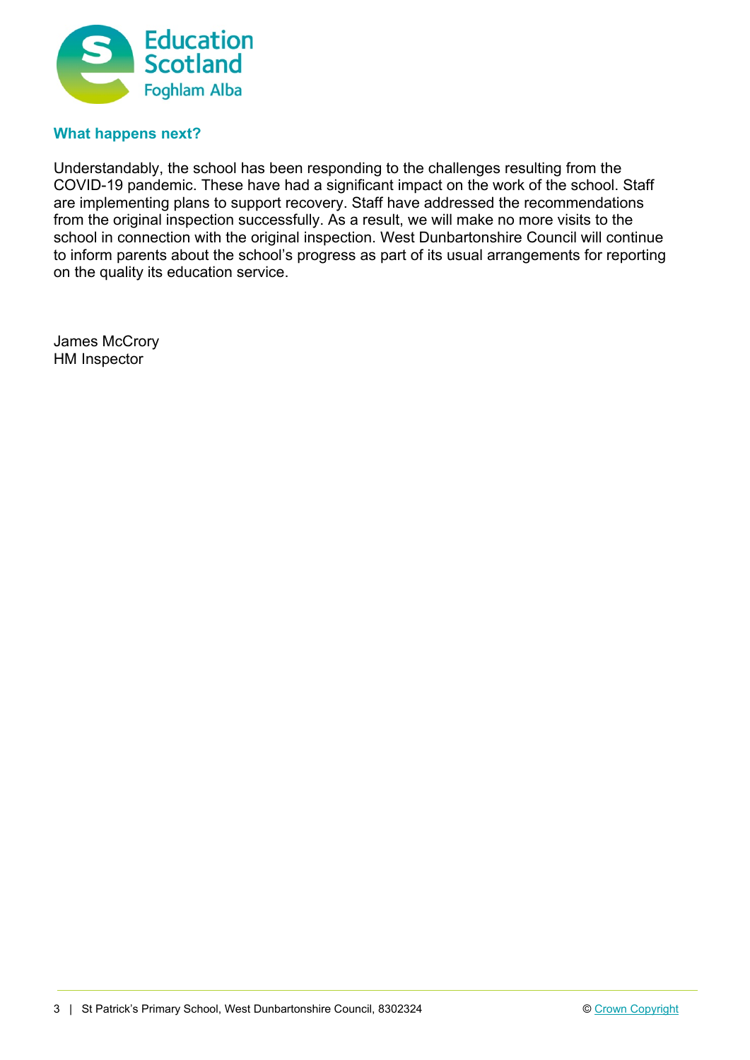## What happens next?

Understandably, the school has been responding to the challenges resulting from the COVID-19 pandemic. These have had a significant impact on the work of the school. Staff are implementing plans to support recovery. Staff have addressed the recommendations from the original inspection successfully. As a result, we will make no more visits to the school in connection with the original inspection. West Dunbartonshire Council will continue to inform parents about the school's progress as part of its usual arrangements for reporting on the quality its education service.

James McCrory
HM Inspector